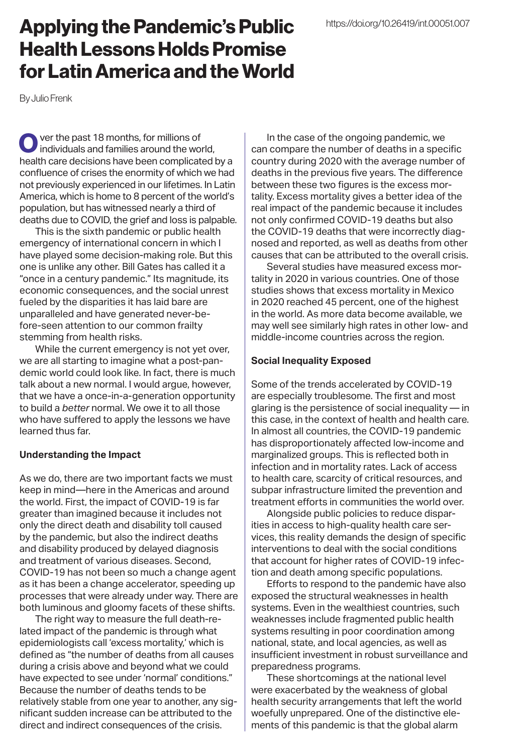# Applying the Pandemic's Public Health Lessons Holds Promise for Latin America and the World

https://doi.org/10.26419/int.00051.007

By Julio Frenk

Over the past 18 months, for millions of individuals and families around the world, health care decisions have been complicated by a confluence of crises the enormity of which we had not previously experienced in our lifetimes. In Latin America, which is home to 8 percent of the world's population, but has witnessed nearly a third of deaths due to COVID, the grief and loss is palpable.

This is the sixth pandemic or public health emergency of international concern in which I have played some decision-making role. But this one is unlike any other. Bill Gates has called it a "once in a century pandemic." Its magnitude, its economic consequences, and the social unrest fueled by the disparities it has laid bare are unparalleled and have generated never-before-seen attention to our common frailty stemming from health risks.

While the current emergency is not yet over, we are all starting to imagine what a post-pandemic world could look like. In fact, there is much talk about a new normal. I would argue, however, that we have a once-in-a-generation opportunity to build a *better* normal. We owe it to all those who have suffered to apply the lessons we have learned thus far.

**Understanding the Impact**

As we do, there are two important facts we must keep in mind—here in the Americas and around the world. First, the impact of COVID-19 is far greater than imagined because it includes not only the direct death and disability toll caused by the pandemic, but also the indirect deaths and disability produced by delayed diagnosis and treatment of various diseases. Second, COVID-19 has not been so much a change agent as it has been a change accelerator, speeding up processes that were already under way. There are both luminous and gloomy facets of these shifts.

The right way to measure the full death-related impact of the pandemic is through what epidemiologists call 'excess mortality,' which is defined as "the number of deaths from all causes during a crisis above and beyond what we could have expected to see under 'normal' conditions." Because the number of deaths tends to be relatively stable from one year to another, any significant sudden increase can be attributed to the direct and indirect consequences of the crisis.

In the case of the ongoing pandemic, we can compare the number of deaths in a specific country during 2020 with the average number of deaths in the previous five years. The difference between these two figures is the excess mortality. Excess mortality gives a better idea of the real impact of the pandemic because it includes not only confirmed COVID-19 deaths but also the COVID-19 deaths that were incorrectly diagnosed and reported, as well as deaths from other causes that can be attributed to the overall crisis.

Several studies have measured excess mortality in 2020 in various countries. One of those studies shows that excess mortality in Mexico in 2020 reached 45 percent, one of the highest in the world. As more data become available, we may well see similarly high rates in other low- and middle-income countries across the region.

**Social Inequality Exposed**

Some of the trends accelerated by COVID-19 are especially troublesome. The first and most glaring is the persistence of social inequality — in this case, in the context of health and health care. In almost all countries, the COVID-19 pandemic has disproportionately affected low-income and marginalized groups. This is reflected both in infection and in mortality rates. Lack of access to health care, scarcity of critical resources, and subpar infrastructure limited the prevention and treatment efforts in communities the world over.

Alongside public policies to reduce disparities in access to high-quality health care services, this reality demands the design of specific interventions to deal with the social conditions that account for higher rates of COVID-19 infection and death among specific populations.

Efforts to respond to the pandemic have also exposed the structural weaknesses in health systems. Even in the wealthiest countries, such weaknesses include fragmented public health systems resulting in poor coordination among national, state, and local agencies, as well as insufficient investment in robust surveillance and preparedness programs.

These shortcomings at the national level were exacerbated by the weakness of global health security arrangements that left the world woefully unprepared. One of the distinctive elements of this pandemic is that the global alarm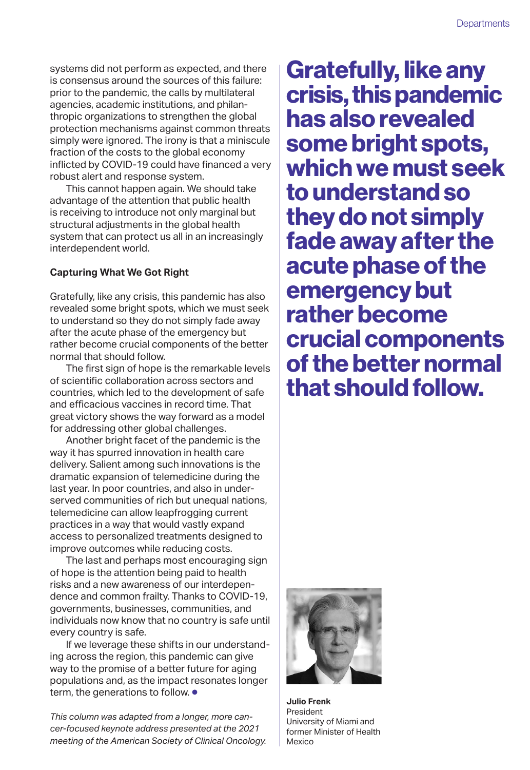systems did not perform as expected, and there is consensus around the sources of this failure: prior to the pandemic, the calls by multilateral agencies, academic institutions, and philanthropic organizations to strengthen the global protection mechanisms against common threats simply were ignored. The irony is that a miniscule fraction of the costs to the global economy inflicted by COVID-19 could have financed a very robust alert and response system.

This cannot happen again. We should take advantage of the attention that public health is receiving to introduce not only marginal but structural adjustments in the global health system that can protect us all in an increasingly interdependent world.

**Capturing What We Got Right**

Gratefully, like any crisis, this pandemic has also revealed some bright spots, which we must seek to understand so they do not simply fade away after the acute phase of the emergency but rather become crucial components of the better normal that should follow.

The first sign of hope is the remarkable levels of scientific collaboration across sectors and countries, which led to the development of safe and efficacious vaccines in record time. That great victory shows the way forward as a model for addressing other global challenges.

Another bright facet of the pandemic is the way it has spurred innovation in health care delivery. Salient among such innovations is the dramatic expansion of telemedicine during the last year. In poor countries, and also in underserved communities of rich but unequal nations, telemedicine can allow leapfrogging current practices in a way that would vastly expand access to personalized treatments designed to improve outcomes while reducing costs.

The last and perhaps most encouraging sign of hope is the attention being paid to health risks and a new awareness of our interdependence and common frailty. Thanks to COVID-19, governments, businesses, communities, and individuals now know that no country is safe until every country is safe.

If we leverage these shifts in our understanding across the region, this pandemic can give way to the promise of a better future for aging populations and, as the impact resonates longer term, the generations to follow. ●

*This column was adapted from a longer, more cancer-focused keynote address presented at the 2021 meeting of the American Society of Clinical Oncology.*

**Gratefully, like any crisis, this pandemic has also revealed some bright spots, which we must seek to understand so they do not simply fade away after the acute phase of the emergency but rather become crucial components of the better normal that should follow.**

**Julio Frenk**
President
University of Miami and former Minister of Health Mexico